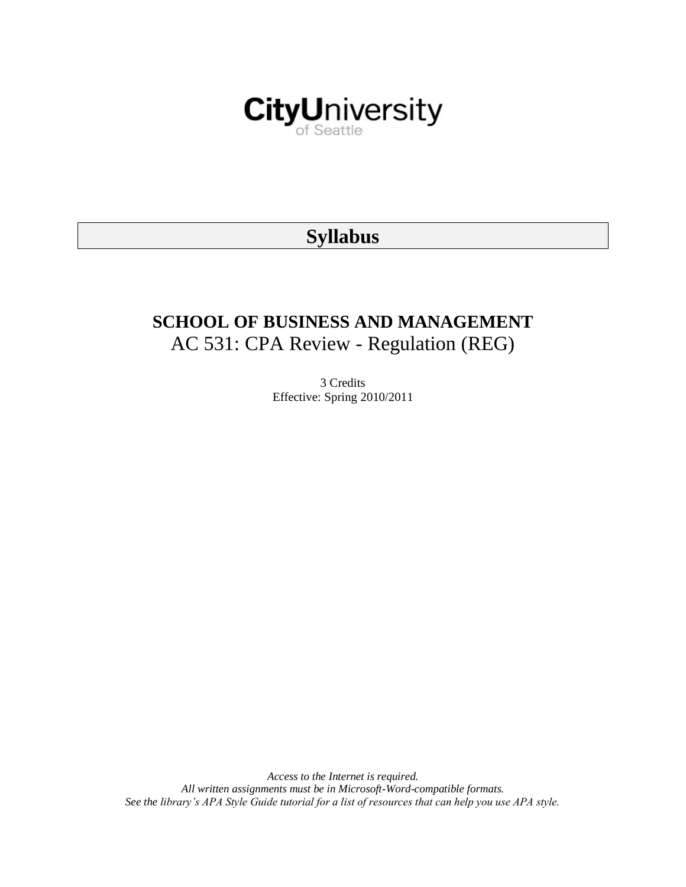CityUniversity of Seattle

# Syllabus

## SCHOOL OF BUSINESS AND MANAGEMENT

AC 531: CPA Review - Regulation (REG)

3 Credits
Effective: Spring 2010/2011

*Access to the Internet is required.*
*All written assignments must be in Microsoft-Word-compatible formats.*
*See the library's APA Style Guide tutorial for a list of resources that can help you use APA style.*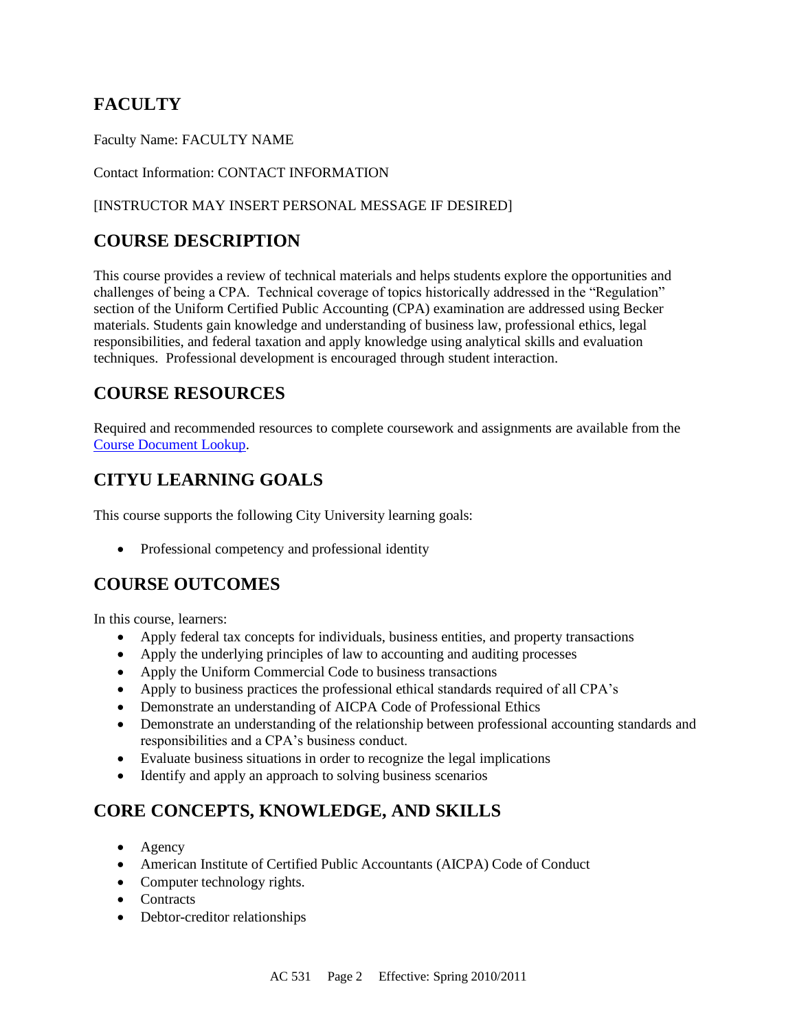## FACULTY

Faculty Name: FACULTY NAME

Contact Information: CONTACT INFORMATION

[INSTRUCTOR MAY INSERT PERSONAL MESSAGE IF DESIRED]

## COURSE DESCRIPTION

This course provides a review of technical materials and helps students explore the opportunities and challenges of being a CPA. Technical coverage of topics historically addressed in the "Regulation" section of the Uniform Certified Public Accounting (CPA) examination are addressed using Becker materials. Students gain knowledge and understanding of business law, professional ethics, legal responsibilities, and federal taxation and apply knowledge using analytical skills and evaluation techniques. Professional development is encouraged through student interaction.

## COURSE RESOURCES

Required and recommended resources to complete coursework and assignments are available from the Course Document Lookup.

## CITYU LEARNING GOALS

This course supports the following City University learning goals:

- Professional competency and professional identity

## COURSE OUTCOMES

In this course, learners:

- Apply federal tax concepts for individuals, business entities, and property transactions
- Apply the underlying principles of law to accounting and auditing processes
- Apply the Uniform Commercial Code to business transactions
- Apply to business practices the professional ethical standards required of all CPA's
- Demonstrate an understanding of AICPA Code of Professional Ethics
- Demonstrate an understanding of the relationship between professional accounting standards and responsibilities and a CPA's business conduct.
- Evaluate business situations in order to recognize the legal implications
- Identify and apply an approach to solving business scenarios

## CORE CONCEPTS, KNOWLEDGE, AND SKILLS

- Agency
- American Institute of Certified Public Accountants (AICPA) Code of Conduct
- Computer technology rights.
- Contracts
- Debtor-creditor relationships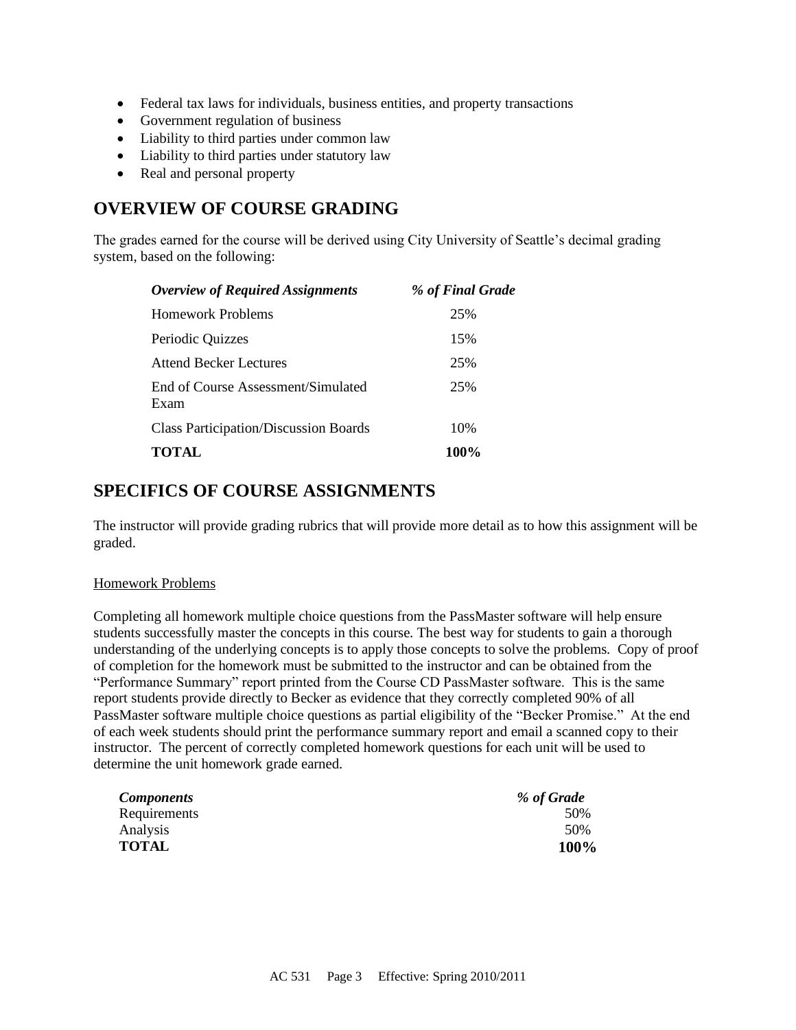- Federal tax laws for individuals, business entities, and property transactions
- Government regulation of business
- Liability to third parties under common law
- Liability to third parties under statutory law
- Real and personal property

## OVERVIEW OF COURSE GRADING

The grades earned for the course will be derived using City University of Seattle's decimal grading system, based on the following:

| *Overview of Required Assignments* | *% of Final Grade* |
|---|---|
| Homework Problems | 25% |
| Periodic Quizzes | 15% |
| Attend Becker Lectures | 25% |
| End of Course Assessment/Simulated Exam | 25% |
| Class Participation/Discussion Boards | 10% |
| **TOTAL** | **100%** |

## SPECIFICS OF COURSE ASSIGNMENTS

The instructor will provide grading rubrics that will provide more detail as to how this assignment will be graded.

Homework Problems

Completing all homework multiple choice questions from the PassMaster software will help ensure students successfully master the concepts in this course. The best way for students to gain a thorough understanding of the underlying concepts is to apply those concepts to solve the problems. Copy of proof of completion for the homework must be submitted to the instructor and can be obtained from the "Performance Summary" report printed from the Course CD PassMaster software. This is the same report students provide directly to Becker as evidence that they correctly completed 90% of all PassMaster software multiple choice questions as partial eligibility of the "Becker Promise." At the end of each week students should print the performance summary report and email a scanned copy to their instructor. The percent of correctly completed homework questions for each unit will be used to determine the unit homework grade earned.

| *Components* | *% of Grade* |
|---|---|
| Requirements | 50% |
| Analysis | 50% |
| **TOTAL** | **100%** |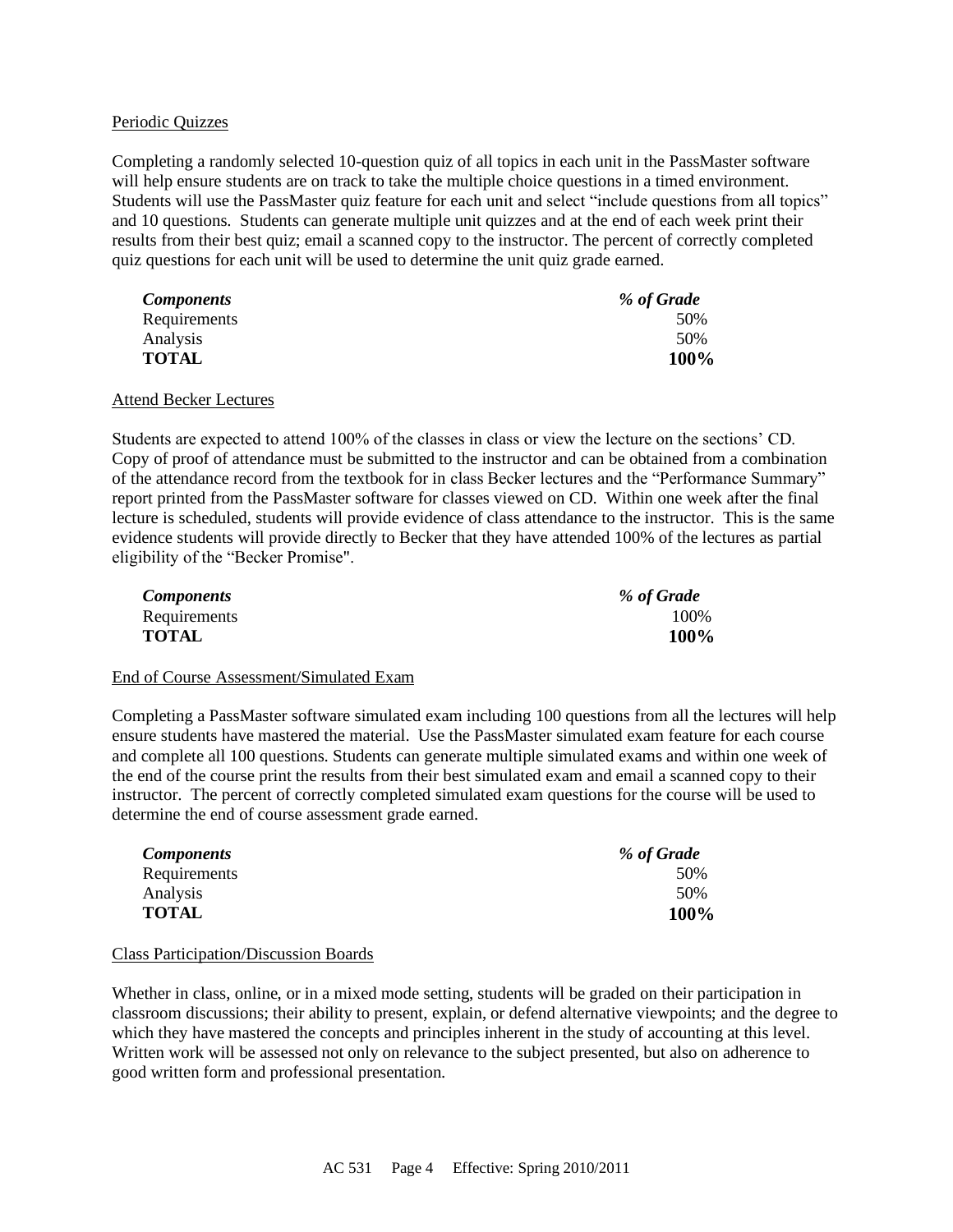Periodic Quizzes

Completing a randomly selected 10-question quiz of all topics in each unit in the PassMaster software will help ensure students are on track to take the multiple choice questions in a timed environment. Students will use the PassMaster quiz feature for each unit and select "include questions from all topics" and 10 questions. Students can generate multiple unit quizzes and at the end of each week print their results from their best quiz; email a scanned copy to the instructor. The percent of correctly completed quiz questions for each unit will be used to determine the unit quiz grade earned.

| ***Components*** | ***% of Grade*** |
|---|---|
| Requirements | 50% |
| Analysis | 50% |
| **TOTAL** | **100%** |

Attend Becker Lectures

Students are expected to attend 100% of the classes in class or view the lecture on the sections' CD. Copy of proof of attendance must be submitted to the instructor and can be obtained from a combination of the attendance record from the textbook for in class Becker lectures and the "Performance Summary" report printed from the PassMaster software for classes viewed on CD. Within one week after the final lecture is scheduled, students will provide evidence of class attendance to the instructor. This is the same evidence students will provide directly to Becker that they have attended 100% of the lectures as partial eligibility of the "Becker Promise".

| ***Components*** | ***% of Grade*** |
|---|---|
| Requirements | 100% |
| **TOTAL** | **100%** |

End of Course Assessment/Simulated Exam

Completing a PassMaster software simulated exam including 100 questions from all the lectures will help ensure students have mastered the material. Use the PassMaster simulated exam feature for each course and complete all 100 questions. Students can generate multiple simulated exams and within one week of the end of the course print the results from their best simulated exam and email a scanned copy to their instructor. The percent of correctly completed simulated exam questions for the course will be used to determine the end of course assessment grade earned.

| ***Components*** | ***% of Grade*** |
|---|---|
| Requirements | 50% |
| Analysis | 50% |
| **TOTAL** | **100%** |

Class Participation/Discussion Boards

Whether in class, online, or in a mixed mode setting, students will be graded on their participation in classroom discussions; their ability to present, explain, or defend alternative viewpoints; and the degree to which they have mastered the concepts and principles inherent in the study of accounting at this level. Written work will be assessed not only on relevance to the subject presented, but also on adherence to good written form and professional presentation.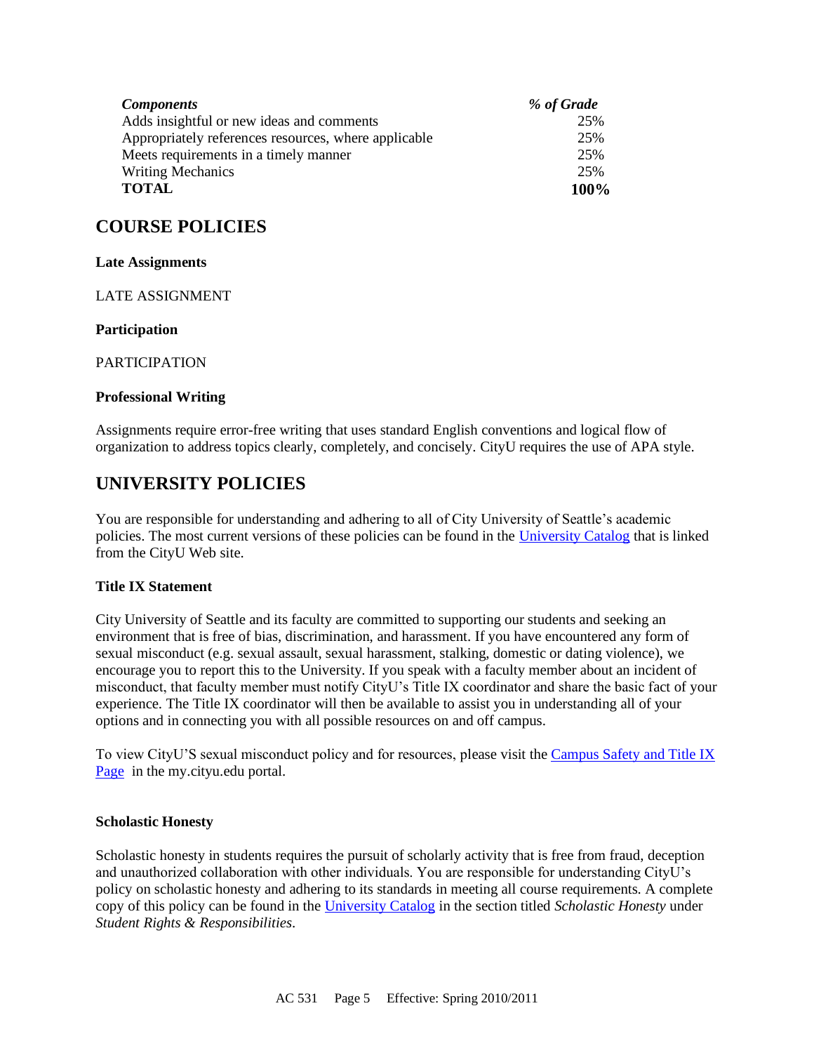| *Components* | *% of Grade* |
| --- | --- |
| Adds insightful or new ideas and comments | 25% |
| Appropriately references resources, where applicable | 25% |
| Meets requirements in a timely manner | 25% |
| Writing Mechanics | 25% |
| **TOTAL** | **100%** |

## COURSE POLICIES

**Late Assignments**

LATE ASSIGNMENT

**Participation**

PARTICIPATION

**Professional Writing**

Assignments require error-free writing that uses standard English conventions and logical flow of organization to address topics clearly, completely, and concisely. CityU requires the use of APA style.

## UNIVERSITY POLICIES

You are responsible for understanding and adhering to all of City University of Seattle's academic policies. The most current versions of these policies can be found in the University Catalog that is linked from the CityU Web site.

**Title IX Statement**

City University of Seattle and its faculty are committed to supporting our students and seeking an environment that is free of bias, discrimination, and harassment. If you have encountered any form of sexual misconduct (e.g. sexual assault, sexual harassment, stalking, domestic or dating violence), we encourage you to report this to the University. If you speak with a faculty member about an incident of misconduct, that faculty member must notify CityU's Title IX coordinator and share the basic fact of your experience. The Title IX coordinator will then be available to assist you in understanding all of your options and in connecting you with all possible resources on and off campus.

To view CityU'S sexual misconduct policy and for resources, please visit the Campus Safety and Title IX Page in the my.cityu.edu portal.

**Scholastic Honesty**

Scholastic honesty in students requires the pursuit of scholarly activity that is free from fraud, deception and unauthorized collaboration with other individuals. You are responsible for understanding CityU's policy on scholastic honesty and adhering to its standards in meeting all course requirements. A complete copy of this policy can be found in the University Catalog in the section titled *Scholastic Honesty* under *Student Rights & Responsibilities*.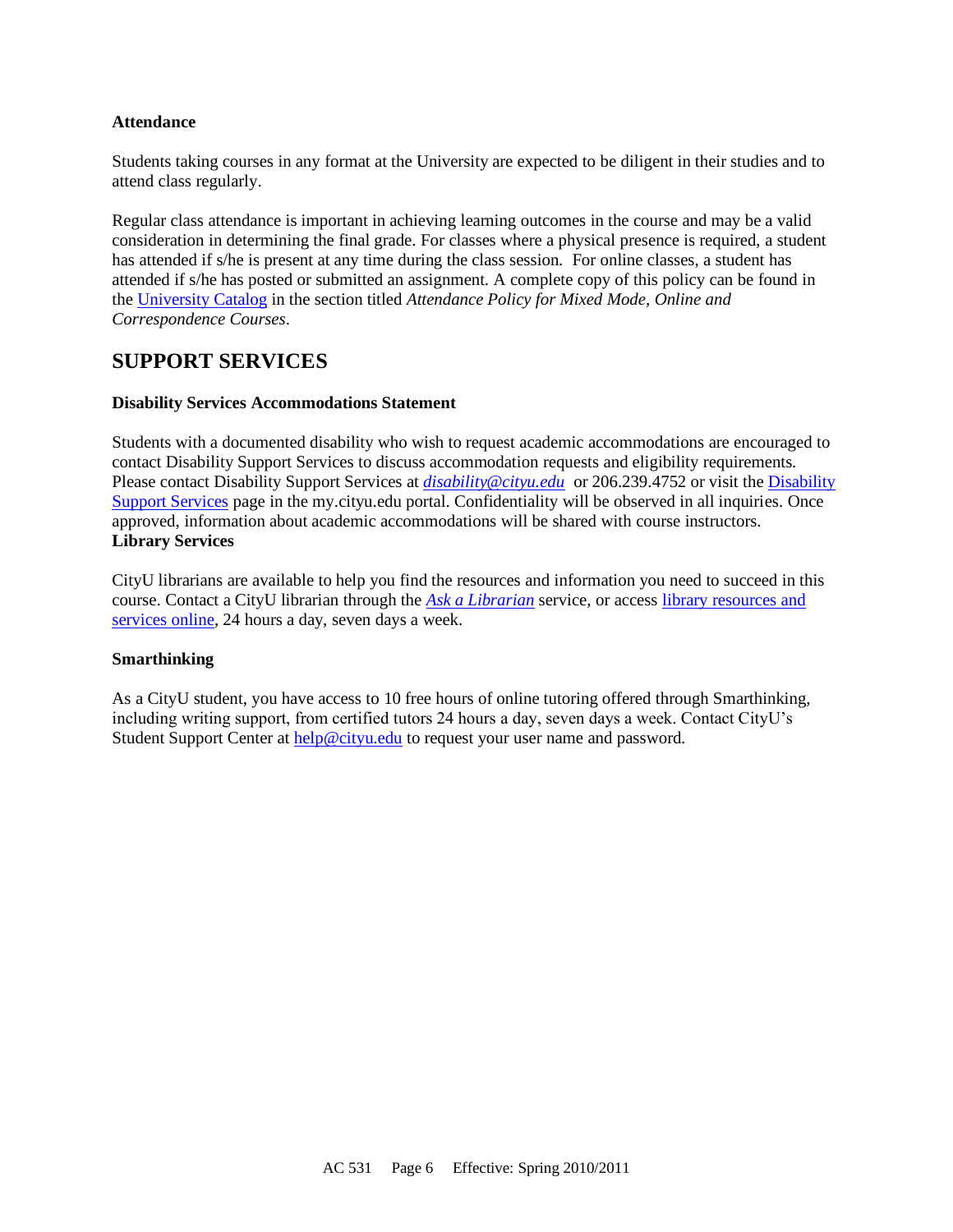**Attendance**

Students taking courses in any format at the University are expected to be diligent in their studies and to attend class regularly.

Regular class attendance is important in achieving learning outcomes in the course and may be a valid consideration in determining the final grade. For classes where a physical presence is required, a student has attended if s/he is present at any time during the class session. For online classes, a student has attended if s/he has posted or submitted an assignment. A complete copy of this policy can be found in the University Catalog in the section titled *Attendance Policy for Mixed Mode, Online and Correspondence Courses*.

## SUPPORT SERVICES

**Disability Services Accommodations Statement**

Students with a documented disability who wish to request academic accommodations are encouraged to contact Disability Support Services to discuss accommodation requests and eligibility requirements. Please contact Disability Support Services at ***disability@cityu.edu*** or 206.239.4752 or visit the Disability Support Services page in the my.cityu.edu portal. Confidentiality will be observed in all inquiries. Once approved, information about academic accommodations will be shared with course instructors.

**Library Services**

CityU librarians are available to help you find the resources and information you need to succeed in this course. Contact a CityU librarian through the *Ask a Librarian* service, or access library resources and services online, 24 hours a day, seven days a week.

**Smarthinking**

As a CityU student, you have access to 10 free hours of online tutoring offered through Smarthinking, including writing support, from certified tutors 24 hours a day, seven days a week. Contact CityU's Student Support Center at help@cityu.edu to request your user name and password.